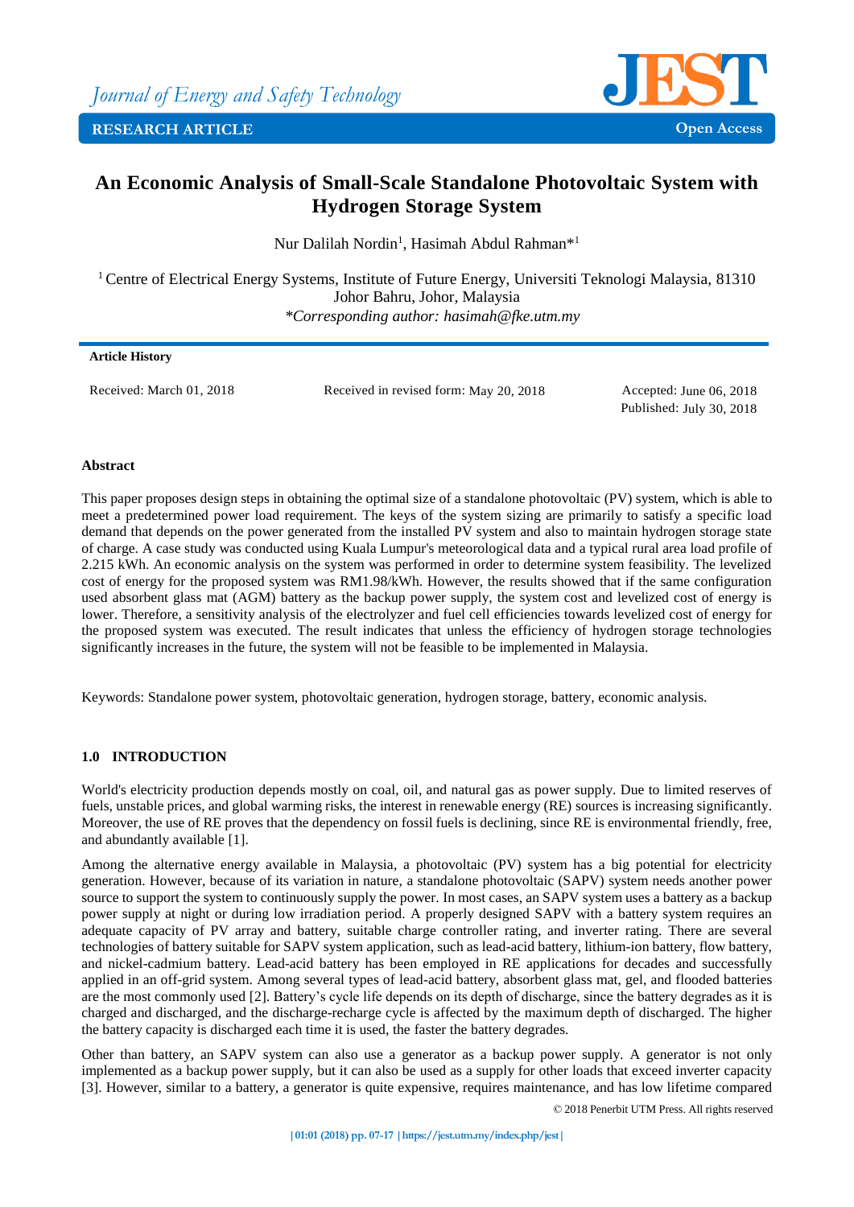Journal of Energy and Safety Technology

RESEARCH ARTICLE — Open Access

# An Economic Analysis of Small-Scale Standalone Photovoltaic System with Hydrogen Storage System

Nur Dalilah Nordin[1], Hasimah Abdul Rahman*[1]

[1] Centre of Electrical Energy Systems, Institute of Future Energy, Universiti Teknologi Malaysia, 81310 Johor Bahru, Johor, Malaysia

*\*Corresponding author: hasimah@fke.utm.my*

**Article History**

Received: March 01, 2018 | Received in revised form: May 20, 2018 | Accepted: June 06, 2018 | Published: July 30, 2018

**Abstract**

This paper proposes design steps in obtaining the optimal size of a standalone photovoltaic (PV) system, which is able to meet a predetermined power load requirement. The keys of the system sizing are primarily to satisfy a specific load demand that depends on the power generated from the installed PV system and also to maintain hydrogen storage state of charge. A case study was conducted using Kuala Lumpur's meteorological data and a typical rural area load profile of 2.215 kWh. An economic analysis on the system was performed in order to determine system feasibility. The levelized cost of energy for the proposed system was RM1.98/kWh. However, the results showed that if the same configuration used absorbent glass mat (AGM) battery as the backup power supply, the system cost and levelized cost of energy is lower. Therefore, a sensitivity analysis of the electrolyzer and fuel cell efficiencies towards levelized cost of energy for the proposed system was executed. The result indicates that unless the efficiency of hydrogen storage technologies significantly increases in the future, the system will not be feasible to be implemented in Malaysia.

Keywords: Standalone power system, photovoltaic generation, hydrogen storage, battery, economic analysis.

## 1.0 INTRODUCTION

World's electricity production depends mostly on coal, oil, and natural gas as power supply. Due to limited reserves of fuels, unstable prices, and global warming risks, the interest in renewable energy (RE) sources is increasing significantly. Moreover, the use of RE proves that the dependency on fossil fuels is declining, since RE is environmental friendly, free, and abundantly available [1].

Among the alternative energy available in Malaysia, a photovoltaic (PV) system has a big potential for electricity generation. However, because of its variation in nature, a standalone photovoltaic (SAPV) system needs another power source to support the system to continuously supply the power. In most cases, an SAPV system uses a battery as a backup power supply at night or during low irradiation period. A properly designed SAPV with a battery system requires an adequate capacity of PV array and battery, suitable charge controller rating, and inverter rating. There are several technologies of battery suitable for SAPV system application, such as lead-acid battery, lithium-ion battery, flow battery, and nickel-cadmium battery. Lead-acid battery has been employed in RE applications for decades and successfully applied in an off-grid system. Among several types of lead-acid battery, absorbent glass mat, gel, and flooded batteries are the most commonly used [2]. Battery's cycle life depends on its depth of discharge, since the battery degrades as it is charged and discharged, and the discharge-recharge cycle is affected by the maximum depth of discharged. The higher the battery capacity is discharged each time it is used, the faster the battery degrades.

Other than battery, an SAPV system can also use a generator as a backup power supply. A generator is not only implemented as a backup power supply, but it can also be used as a supply for other loads that exceed inverter capacity [3]. However, similar to a battery, a generator is quite expensive, requires maintenance, and has low lifetime compared

© 2018 Penerbit UTM Press. All rights reserved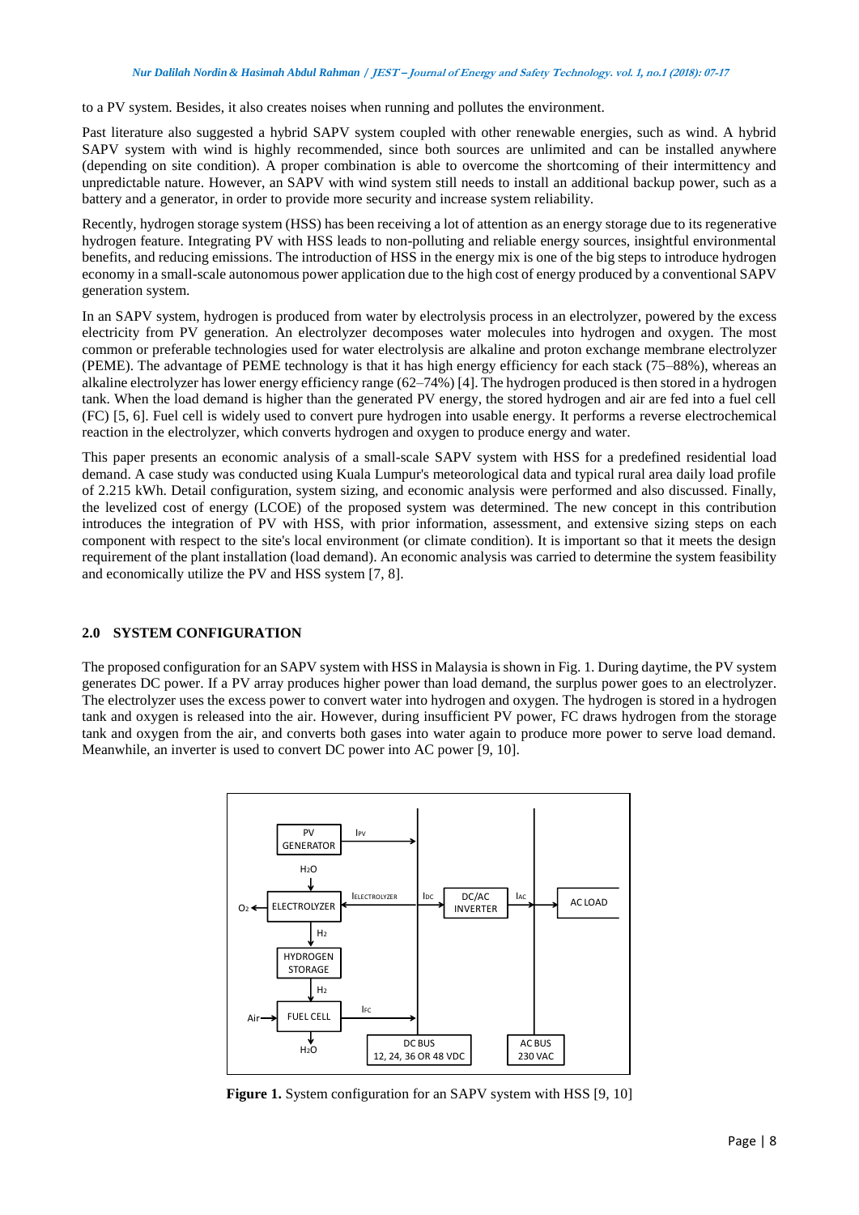to a PV system. Besides, it also creates noises when running and pollutes the environment.

Past literature also suggested a hybrid SAPV system coupled with other renewable energies, such as wind. A hybrid SAPV system with wind is highly recommended, since both sources are unlimited and can be installed anywhere (depending on site condition). A proper combination is able to overcome the shortcoming of their intermittency and unpredictable nature. However, an SAPV with wind system still needs to install an additional backup power, such as a battery and a generator, in order to provide more security and increase system reliability.

Recently, hydrogen storage system (HSS) has been receiving a lot of attention as an energy storage due to its regenerative hydrogen feature. Integrating PV with HSS leads to non-polluting and reliable energy sources, insightful environmental benefits, and reducing emissions. The introduction of HSS in the energy mix is one of the big steps to introduce hydrogen economy in a small-scale autonomous power application due to the high cost of energy produced by a conventional SAPV generation system.

In an SAPV system, hydrogen is produced from water by electrolysis process in an electrolyzer, powered by the excess electricity from PV generation. An electrolyzer decomposes water molecules into hydrogen and oxygen. The most common or preferable technologies used for water electrolysis are alkaline and proton exchange membrane electrolyzer (PEME). The advantage of PEME technology is that it has high energy efficiency for each stack (75–88%), whereas an alkaline electrolyzer has lower energy efficiency range (62–74%) [4]. The hydrogen produced is then stored in a hydrogen tank. When the load demand is higher than the generated PV energy, the stored hydrogen and air are fed into a fuel cell (FC) [5, 6]. Fuel cell is widely used to convert pure hydrogen into usable energy. It performs a reverse electrochemical reaction in the electrolyzer, which converts hydrogen and oxygen to produce energy and water.

This paper presents an economic analysis of a small-scale SAPV system with HSS for a predefined residential load demand. A case study was conducted using Kuala Lumpur's meteorological data and typical rural area daily load profile of 2.215 kWh. Detail configuration, system sizing, and economic analysis were performed and also discussed. Finally, the levelized cost of energy (LCOE) of the proposed system was determined. The new concept in this contribution introduces the integration of PV with HSS, with prior information, assessment, and extensive sizing steps on each component with respect to the site's local environment (or climate condition). It is important so that it meets the design requirement of the plant installation (load demand). An economic analysis was carried to determine the system feasibility and economically utilize the PV and HSS system [7, 8].

## 2.0 SYSTEM CONFIGURATION

The proposed configuration for an SAPV system with HSS in Malaysia is shown in Fig. 1. During daytime, the PV system generates DC power. If a PV array produces higher power than load demand, the surplus power goes to an electrolyzer. The electrolyzer uses the excess power to convert water into hydrogen and oxygen. The hydrogen is stored in a hydrogen tank and oxygen is released into the air. However, during insufficient PV power, FC draws hydrogen from the storage tank and oxygen from the air, and converts both gases into water again to produce more power to serve load demand. Meanwhile, an inverter is used to convert DC power into AC power [9, 10].

**Figure 1.** System configuration for an SAPV system with HSS [9, 10]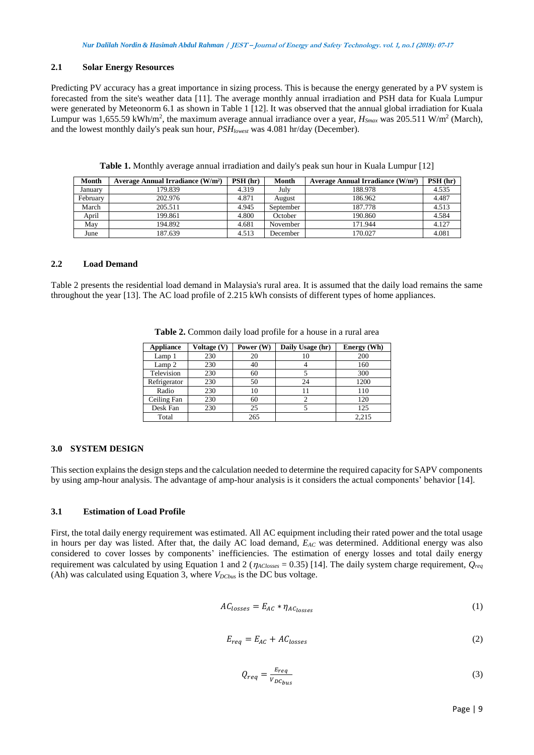### 2.1 Solar Energy Resources

Predicting PV accuracy has a great importance in sizing process. This is because the energy generated by a PV system is forecasted from the site's weather data [11]. The average monthly annual irradiation and PSH data for Kuala Lumpur were generated by Meteonorm 6.1 as shown in Table 1 [12]. It was observed that the annual global irradiation for Kuala Lumpur was 1,655.59 kWh/m$^2$, the maximum average annual irradiance over a year, $H_{Smax}$ was 205.511 W/m$^2$ (March), and the lowest monthly daily's peak sun hour, $PSH_{lowest}$ was 4.081 hr/day (December).

**Table 1.** Monthly average annual irradiation and daily's peak sun hour in Kuala Lumpur [12]

| Month | Average Annual Irradiance (W/m²) | PSH (hr) | Month | Average Annual Irradiance (W/m²) | PSH (hr) |
|---|---|---|---|---|---|
| January | 179.839 | 4.319 | July | 188.978 | 4.535 |
| February | 202.976 | 4.871 | August | 186.962 | 4.487 |
| March | 205.511 | 4.945 | September | 187.778 | 4.513 |
| April | 199.861 | 4.800 | October | 190.860 | 4.584 |
| May | 194.892 | 4.681 | November | 171.944 | 4.127 |
| June | 187.639 | 4.513 | December | 170.027 | 4.081 |

### 2.2 Load Demand

Table 2 presents the residential load demand in Malaysia's rural area. It is assumed that the daily load remains the same throughout the year [13]. The AC load profile of 2.215 kWh consists of different types of home appliances.

**Table 2.** Common daily load profile for a house in a rural area

| Appliance | Voltage (V) | Power (W) | Daily Usage (hr) | Energy (Wh) |
|---|---|---|---|---|
| Lamp 1 | 230 | 20 | 10 | 200 |
| Lamp 2 | 230 | 40 | 4 | 160 |
| Television | 230 | 60 | 5 | 300 |
| Refrigerator | 230 | 50 | 24 | 1200 |
| Radio | 230 | 10 | 11 | 110 |
| Ceiling Fan | 230 | 60 | 2 | 120 |
| Desk Fan | 230 | 25 | 5 | 125 |
| Total | | 265 | | 2,215 |

## 3.0 SYSTEM DESIGN

This section explains the design steps and the calculation needed to determine the required capacity for SAPV components by using amp-hour analysis. The advantage of amp-hour analysis is it considers the actual components' behavior [14].

### 3.1 Estimation of Load Profile

First, the total daily energy requirement was estimated. All AC equipment including their rated power and the total usage in hours per day was listed. After that, the daily AC load demand, $E_{AC}$ was determined. Additional energy was also considered to cover losses by components' inefficiencies. The estimation of energy losses and total daily energy requirement was calculated by using Equation 1 and 2 ($\eta_{AClosses} = 0.35$) [14]. The daily system charge requirement, $Q_{req}$ (Ah) was calculated using Equation 3, where $V_{DCbus}$ is the DC bus voltage.

$$AC_{losses} = E_{AC} * \eta_{AC_{losses}} \tag{1}$$

$$E_{req} = E_{AC} + AC_{losses} \tag{2}$$

$$Q_{req} = \frac{E_{req}}{V_{DC_{bus}}} \tag{3}$$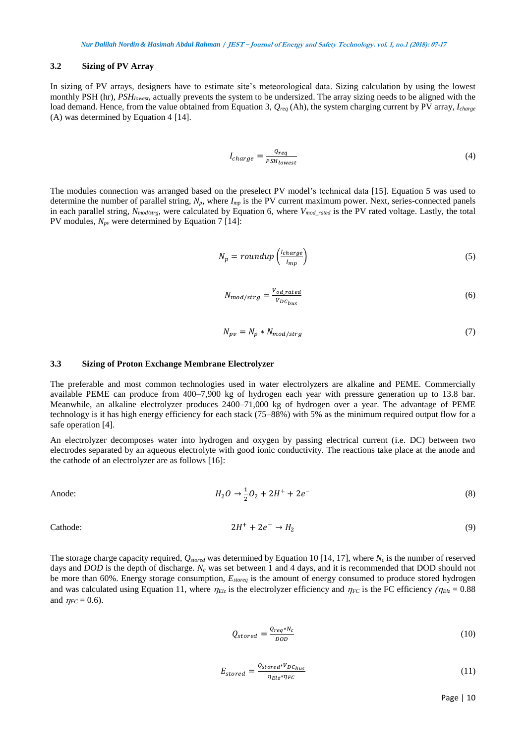### 3.2 Sizing of PV Array

In sizing of PV arrays, designers have to estimate site's meteorological data. Sizing calculation by using the lowest monthly PSH (hr), $PSH_{lowest}$, actually prevents the system to be undersized. The array sizing needs to be aligned with the load demand. Hence, from the value obtained from Equation 3, $Q_{req}$ (Ah), the system charging current by PV array, $I_{charge}$ (A) was determined by Equation 4 [14].

$$I_{charge} = \frac{Q_{req}}{PSH_{lowest}} \tag{4}$$

The modules connection was arranged based on the preselect PV model's technical data [15]. Equation 5 was used to determine the number of parallel string, $N_p$, where $I_{mp}$ is the PV current maximum power. Next, series-connected panels in each parallel string, $N_{mod/strg}$, were calculated by Equation 6, where $V_{mod\_rated}$ is the PV rated voltage. Lastly, the total PV modules, $N_{pv}$ were determined by Equation 7 [14]:

$$N_p = roundup\left(\frac{I_{charge}}{I_{mp}}\right) \tag{5}$$

$$N_{mod/strg} = \frac{V_{od\_rated}}{V_{DC_{bus}}} \tag{6}$$

$$N_{pv} = N_p * N_{mod/strg} \tag{7}$$

### 3.3 Sizing of Proton Exchange Membrane Electrolyzer

The preferable and most common technologies used in water electrolyzers are alkaline and PEME. Commercially available PEME can produce from 400–7,900 kg of hydrogen each year with pressure generation up to 13.8 bar. Meanwhile, an alkaline electrolyzer produces 2400–71,000 kg of hydrogen over a year. The advantage of PEME technology is it has high energy efficiency for each stack (75–88%) with 5% as the minimum required output flow for a safe operation [4].

An electrolyzer decomposes water into hydrogen and oxygen by passing electrical current (i.e. DC) between two electrodes separated by an aqueous electrolyte with good ionic conductivity. The reactions take place at the anode and the cathode of an electrolyzer are as follows [16]:

Anode:

$$H_2O \rightarrow \frac{1}{2}O_2 + 2H^+ + 2e^- \tag{8}$$

Cathode:

$$2H^+ + 2e^- \rightarrow H_2 \tag{9}$$

The storage charge capacity required, $Q_{stored}$ was determined by Equation 10 [14, 17], where $N_c$ is the number of reserved days and *DOD* is the depth of discharge. $N_c$ was set between 1 and 4 days, and it is recommended that DOD should not be more than 60%. Energy storage consumption, $E_{storeq}$ is the amount of energy consumed to produce stored hydrogen and was calculated using Equation 11, where $\eta_{Elz}$ is the electrolyzer efficiency and $\eta_{FC}$ is the FC efficiency ($\eta_{Elz} = 0.88$ and $\eta_{FC} = 0.6$).

$$Q_{stored} = \frac{Q_{req} * N_c}{DOD} \tag{10}$$

$$E_{stored} = \frac{Q_{stored} * V_{DC_{bus}}}{\eta_{Elz} * \eta_{FC}} \tag{11}$$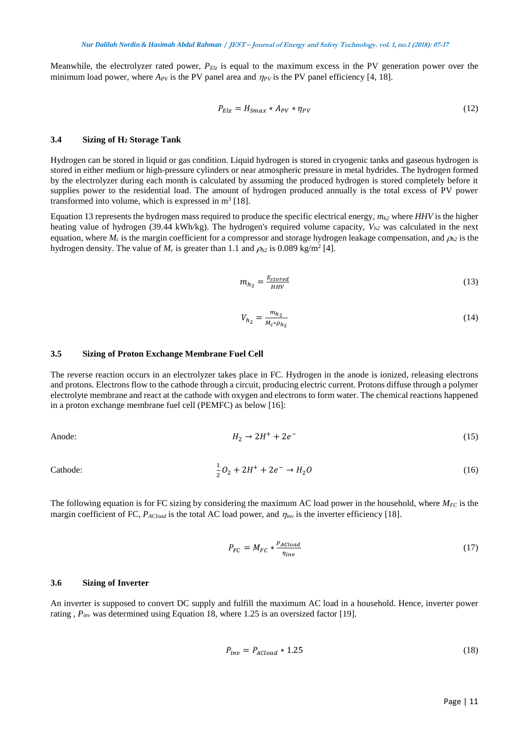Meanwhile, the electrolyzer rated power, $P_{Elz}$ is equal to the maximum excess in the PV generation power over the minimum load power, where $A_{PV}$ is the PV panel area and $\eta_{PV}$ is the PV panel efficiency [4, 18].

$$P_{Elz} = H_{Smax} * A_{PV} * \eta_{PV} \tag{12}$$

### 3.4 Sizing of $H_2$ Storage Tank

Hydrogen can be stored in liquid or gas condition. Liquid hydrogen is stored in cryogenic tanks and gaseous hydrogen is stored in either medium or high-pressure cylinders or near atmospheric pressure in metal hydrides. The hydrogen formed by the electrolyzer during each month is calculated by assuming the produced hydrogen is stored completely before it supplies power to the residential load. The amount of hydrogen produced annually is the total excess of PV power transformed into volume, which is expressed in m$^3$ [18].

Equation 13 represents the hydrogen mass required to produce the specific electrical energy, $m_{h2}$ where *HHV* is the higher heating value of hydrogen (39.44 kWh/kg). The hydrogen's required volume capacity, $V_{h2}$ was calculated in the next equation, where $M_c$ is the margin coefficient for a compressor and storage hydrogen leakage compensation, and $\rho_{h2}$ is the hydrogen density. The value of $M_c$ is greater than 1.1 and $\rho_{h2}$ is 0.089 kg/m$^2$ [4].

$$m_{h_2} = \frac{E_{stored}}{HHV} \tag{13}$$

$$V_{h_2} = \frac{m_{h_2}}{M_c * \rho_{h_2}} \tag{14}$$

### 3.5 Sizing of Proton Exchange Membrane Fuel Cell

The reverse reaction occurs in an electrolyzer takes place in FC. Hydrogen in the anode is ionized, releasing electrons and protons. Electrons flow to the cathode through a circuit, producing electric current. Protons diffuse through a polymer electrolyte membrane and react at the cathode with oxygen and electrons to form water. The chemical reactions happened in a proton exchange membrane fuel cell (PEMFC) as below [16]:

Anode:

$$H_2 \rightarrow 2H^+ + 2e^- \tag{15}$$

Cathode:

$$\frac{1}{2}O_2 + 2H^+ + 2e^- \rightarrow H_2O \tag{16}$$

The following equation is for FC sizing by considering the maximum AC load power in the household, where $M_{FC}$ is the margin coefficient of FC, $P_{ACload}$ is the total AC load power, and $\eta_{inv}$ is the inverter efficiency [18].

$$P_{FC} = M_{FC} * \frac{P_{ACload}}{\eta_{inv}} \tag{17}$$

### 3.6 Sizing of Inverter

An inverter is supposed to convert DC supply and fulfill the maximum AC load in a household. Hence, inverter power rating , $P_{inv}$ was determined using Equation 18, where 1.25 is an oversized factor [19].

$$P_{inv} = P_{ACload} * 1.25 \tag{18}$$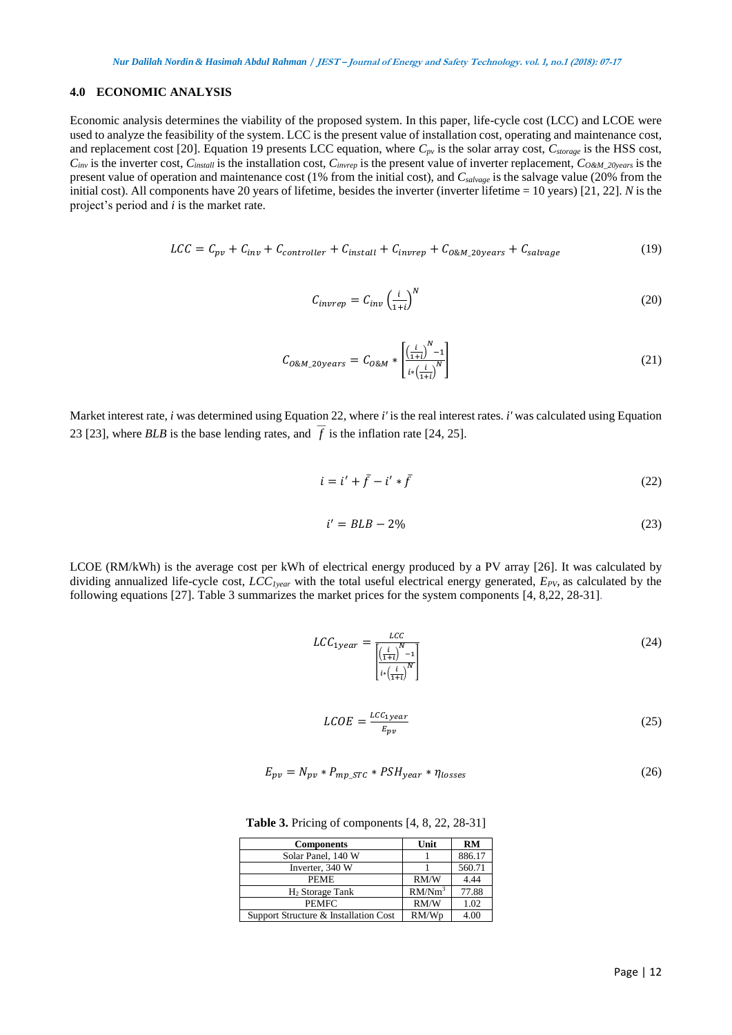## 4.0 ECONOMIC ANALYSIS

Economic analysis determines the viability of the proposed system. In this paper, life-cycle cost (LCC) and LCOE were used to analyze the feasibility of the system. LCC is the present value of installation cost, operating and maintenance cost, and replacement cost [20]. Equation 19 presents LCC equation, where $C_{pv}$ is the solar array cost, $C_{storage}$ is the HSS cost, $C_{inv}$ is the inverter cost, $C_{install}$ is the installation cost, $C_{invrep}$ is the present value of inverter replacement, $C_{O\&M\_20years}$ is the present value of operation and maintenance cost (1% from the initial cost), and $C_{salvage}$ is the salvage value (20% from the initial cost). All components have 20 years of lifetime, besides the inverter (inverter lifetime = 10 years) [21, 22]. *N* is the project's period and *i* is the market rate.

$$LCC = C_{pv} + C_{inv} + C_{controller} + C_{install} + C_{invrep} + C_{O\&M\_20years} + C_{salvage} \tag{19}$$

$$C_{invrep} = C_{inv}\left(\frac{i}{1+i}\right)^{N} \tag{20}$$

$$C_{O\&M\_20years} = C_{O\&M} * \left[\frac{\left(\frac{i}{1+i}\right)^{N} - 1}{i * \left(\frac{i}{1+i}\right)^{N}}\right] \tag{21}$$

Market interest rate, *i* was determined using Equation 22, where *i'* is the real interest rates. *i'* was calculated using Equation 23 [23], where *BLB* is the base lending rates, and $\bar{f}$ is the inflation rate [24, 25].

$$i = i' + \bar{f} - i' * \bar{f} \tag{22}$$

$$i' = BLB - 2\% \tag{23}$$

LCOE (RM/kWh) is the average cost per kWh of electrical energy produced by a PV array [26]. It was calculated by dividing annualized life-cycle cost, $LCC_{1year}$ with the total useful electrical energy generated, $E_{PV}$, as calculated by the following equations [27]. Table 3 summarizes the market prices for the system components [4, 8,22, 28-31].

$$LCC_{1year} = \frac{LCC}{\left[\frac{\left(\frac{i}{1+i}\right)^{N} - 1}{i * \left(\frac{i}{1+i}\right)^{N}}\right]} \tag{24}$$

$$LCOE = \frac{LCC_{1year}}{E_{pv}} \tag{25}$$

$$E_{pv} = N_{pv} * P_{mp\_STC} * PSH_{year} * \eta_{losses} \tag{26}$$

**Table 3.** Pricing of components [4, 8, 22, 28-31]

| Components | Unit | RM |
|---|---|---|
| Solar Panel, 140 W | 1 | 886.17 |
| Inverter, 340 W | 1 | 560.71 |
| PEME | RM/W | 4.44 |
| $H_2$ Storage Tank | RM/Nm$^3$ | 77.88 |
| PEMFC | RM/W | 1.02 |
| Support Structure & Installation Cost | RM/Wp | 4.00 |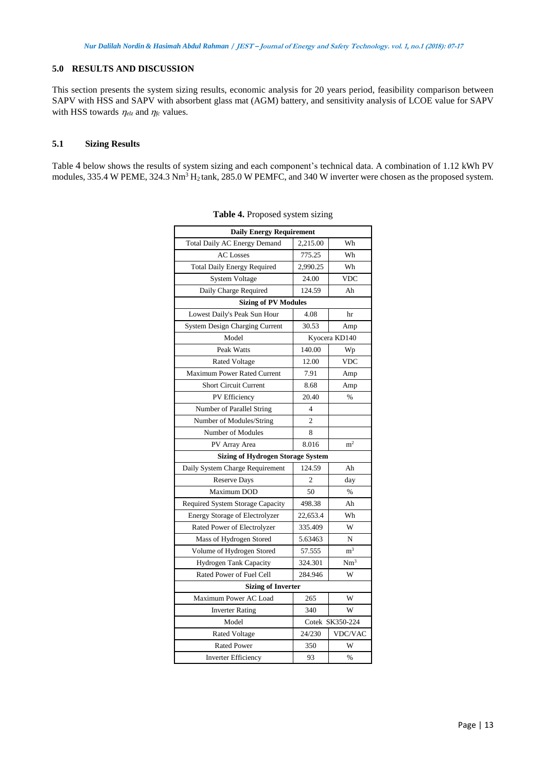## 5.0 RESULTS AND DISCUSSION

This section presents the system sizing results, economic analysis for 20 years period, feasibility comparison between SAPV with HSS and SAPV with absorbent glass mat (AGM) battery, and sensitivity analysis of LCOE value for SAPV with HSS towards $\eta_{elz}$ and $\eta_{fc}$ values.

### 5.1 Sizing Results

Table 4 below shows the results of system sizing and each component's technical data. A combination of 1.12 kWh PV modules, 335.4 W PEME, 324.3 Nm$^3$ $H_2$ tank, 285.0 W PEMFC, and 340 W inverter were chosen as the proposed system.

**Table 4.** Proposed system sizing

| **Daily Energy Requirement** | | |
|---|---|---|
| Total Daily AC Energy Demand | 2,215.00 | Wh |
| AC Losses | 775.25 | Wh |
| Total Daily Energy Required | 2,990.25 | Wh |
| System Voltage | 24.00 | VDC |
| Daily Charge Required | 124.59 | Ah |
| **Sizing of PV Modules** | | |
| Lowest Daily's Peak Sun Hour | 4.08 | hr |
| System Design Charging Current | 30.53 | Amp |
| Model | Kyocera KD140 | |
| Peak Watts | 140.00 | Wp |
| Rated Voltage | 12.00 | VDC |
| Maximum Power Rated Current | 7.91 | Amp |
| Short Circuit Current | 8.68 | Amp |
| PV Efficiency | 20.40 | % |
| Number of Parallel String | 4 | |
| Number of Modules/String | 2 | |
| Number of Modules | 8 | |
| PV Array Area | 8.016 | m$^2$ |
| **Sizing of Hydrogen Storage System** | | |
| Daily System Charge Requirement | 124.59 | Ah |
| Reserve Days | 2 | day |
| Maximum DOD | 50 | % |
| Required System Storage Capacity | 498.38 | Ah |
| Energy Storage of Electrolyzer | 22,653.4 | Wh |
| Rated Power of Electrolyzer | 335.409 | W |
| Mass of Hydrogen Stored | 5.63463 | N |
| Volume of Hydrogen Stored | 57.555 | m$^3$ |
| Hydrogen Tank Capacity | 324.301 | Nm$^3$ |
| Rated Power of Fuel Cell | 284.946 | W |
| **Sizing of Inverter** | | |
| Maximum Power AC Load | 265 | W |
| Inverter Rating | 340 | W |
| Model | Cotek SK350-224 | |
| Rated Voltage | 24/230 | VDC/VAC |
| Rated Power | 350 | W |
| Inverter Efficiency | 93 | % |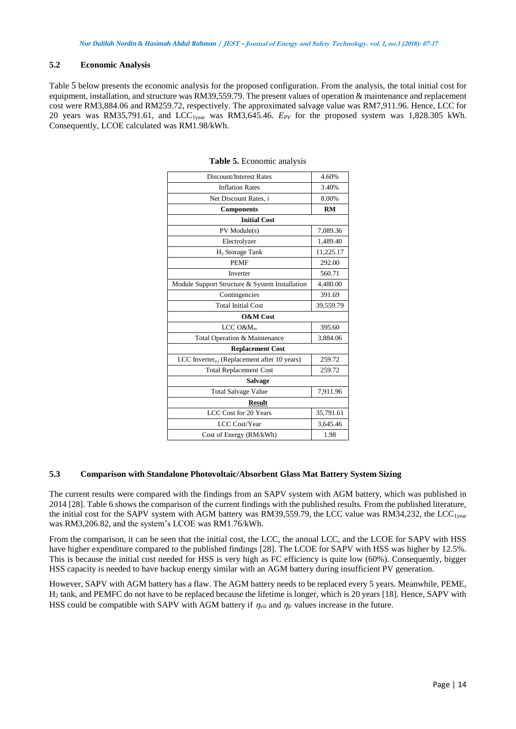### 5.2 Economic Analysis

Table 5 below presents the economic analysis for the proposed configuration. From the analysis, the total initial cost for equipment, installation, and structure was RM39,559.79. The present values of operation & maintenance and replacement cost were RM3,884.06 and RM259.72, respectively. The approximated salvage value was RM7,911.96. Hence, LCC for 20 years was RM35,791.61, and $LCC_{1year}$ was RM3,645.46. $E_{PV}$ for the proposed system was 1,828.305 kWh. Consequently, LCOE calculated was RM1.98/kWh.

**Table 5.** Economic analysis

| Discount/Interest Rates | 4.60% |
|---|---|
| Inflation Rates | 3.40% |
| Net Discount Rates, *i* | 8.00% |
| **Components** | **RM** |
| **Initial Cost** | |
| PV Module(s) | 7,089.36 |
| Electrolyzer | 1,489.40 |
| $H_2$ Storage Tank | 11,225.17 |
| PEMF | 292.00 |
| Inverter | 560.71 |
| Module Support Structure & System Installation | 4,480.00 |
| Contingencies | 391.69 |
| Total Initial Cost | 39,559.79 |
| **O&M Cost** | |
| LCC $O\&M_m$ | 395.60 |
| Total Operation & Maintenance | 3,884.06 |
| **Replacement Cost** | |
| LCC $Inverter_{n1}$ (Replacement after 10 years) | 259.72 |
| Total Replacement Cost | 259.72 |
| **Salvage** | |
| Total Salvage Value | 7,911.96 |
| **Result** | |
| LCC Cost for 20 Years | 35,791.61 |
| LCC Cost/Year | 3,645.46 |
| Cost of Energy (RM/kWh) | 1.98 |

### 5.3 Comparison with Standalone Photovoltaic/Absorbent Glass Mat Battery System Sizing

The current results were compared with the findings from an SAPV system with AGM battery, which was published in 2014 [28]. Table 6 shows the comparison of the current findings with the published results. From the published literature, the initial cost for the SAPV system with AGM battery was RM39,559.79, the LCC value was RM34,232, the $LCC_{1year}$ was RM3,206.82, and the system's LCOE was RM1.76/kWh.

From the comparison, it can be seen that the initial cost, the LCC, the annual LCC, and the LCOE for SAPV with HSS have higher expenditure compared to the published findings [28]. The LCOE for SAPV with HSS was higher by 12.5%. This is because the initial cost needed for HSS is very high as FC efficiency is quite low (60%). Consequently, bigger HSS capacity is needed to have backup energy similar with an AGM battery during insufficient PV generation.

However, SAPV with AGM battery has a flaw. The AGM battery needs to be replaced every 5 years. Meanwhile, PEME, $H_2$ tank, and PEMFC do not have to be replaced because the lifetime is longer, which is 20 years [18]. Hence, SAPV with HSS could be compatible with SAPV with AGM battery if $\eta_{elz}$ and $\eta_{fc}$ values increase in the future.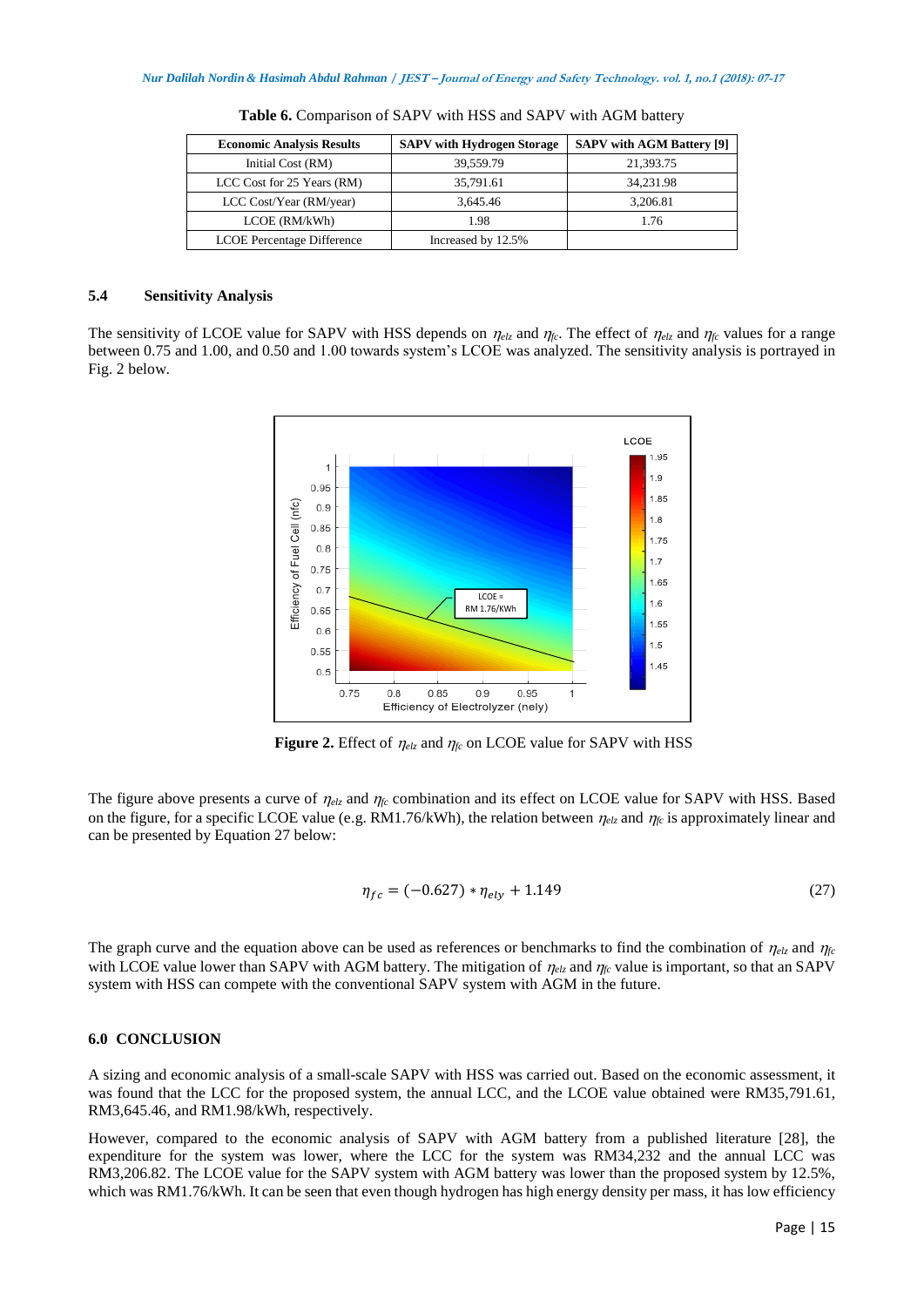**Table 6.** Comparison of SAPV with HSS and SAPV with AGM battery

| Economic Analysis Results | SAPV with Hydrogen Storage | SAPV with AGM Battery [9] |
|---|---|---|
| Initial Cost (RM) | 39,559.79 | 21,393.75 |
| LCC Cost for 25 Years (RM) | 35,791.61 | 34,231.98 |
| LCC Cost/Year (RM/year) | 3,645.46 | 3,206.81 |
| LCOE (RM/kWh) | 1.98 | 1.76 |
| LCOE Percentage Difference | Increased by 12.5% | |

### 5.4 Sensitivity Analysis

The sensitivity of LCOE value for SAPV with HSS depends on $\eta_{elz}$ and $\eta_{fc}$. The effect of $\eta_{elz}$ and $\eta_{fc}$ values for a range between 0.75 and 1.00, and 0.50 and 1.00 towards system's LCOE was analyzed. The sensitivity analysis is portrayed in Fig. 2 below.

**Figure 2.** Effect of $\eta_{elz}$ and $\eta_{fc}$ on LCOE value for SAPV with HSS

The figure above presents a curve of $\eta_{elz}$ and $\eta_{fc}$ combination and its effect on LCOE value for SAPV with HSS. Based on the figure, for a specific LCOE value (e.g. RM1.76/kWh), the relation between $\eta_{elz}$ and $\eta_{fc}$ is approximately linear and can be presented by Equation 27 below:

$$\eta_{fc} = (-0.627) * \eta_{ely} + 1.149 \tag{27}$$

The graph curve and the equation above can be used as references or benchmarks to find the combination of $\eta_{elz}$ and $\eta_{fc}$ with LCOE value lower than SAPV with AGM battery. The mitigation of $\eta_{elz}$ and $\eta_{fc}$ value is important, so that an SAPV system with HSS can compete with the conventional SAPV system with AGM in the future.

## 6.0 CONCLUSION

A sizing and economic analysis of a small-scale SAPV with HSS was carried out. Based on the economic assessment, it was found that the LCC for the proposed system, the annual LCC, and the LCOE value obtained were RM35,791.61, RM3,645.46, and RM1.98/kWh, respectively.

However, compared to the economic analysis of SAPV with AGM battery from a published literature [28], the expenditure for the system was lower, where the LCC for the system was RM34,232 and the annual LCC was RM3,206.82. The LCOE value for the SAPV system with AGM battery was lower than the proposed system by 12.5%, which was RM1.76/kWh. It can be seen that even though hydrogen has high energy density per mass, it has low efficiency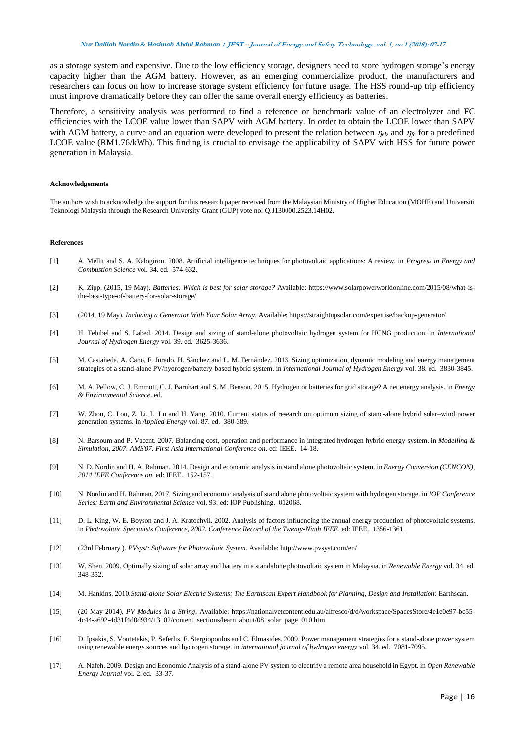as a storage system and expensive. Due to the low efficiency storage, designers need to store hydrogen storage's energy capacity higher than the AGM battery. However, as an emerging commercialize product, the manufacturers and researchers can focus on how to increase storage system efficiency for future usage. The HSS round-up trip efficiency must improve dramatically before they can offer the same overall energy efficiency as batteries.

Therefore, a sensitivity analysis was performed to find a reference or benchmark value of an electrolyzer and FC efficiencies with the LCOE value lower than SAPV with AGM battery. In order to obtain the LCOE lower than SAPV with AGM battery, a curve and an equation were developed to present the relation between $\eta_{elz}$ and $\eta_{fc}$ for a predefined LCOE value (RM1.76/kWh). This finding is crucial to envisage the applicability of SAPV with HSS for future power generation in Malaysia.

#### Acknowledgements

The authors wish to acknowledge the support for this research paper received from the Malaysian Ministry of Higher Education (MOHE) and Universiti Teknologi Malaysia through the Research University Grant (GUP) vote no: Q.J130000.2523.14H02.

#### References

[1] A. Mellit and S. A. Kalogirou. 2008. Artificial intelligence techniques for photovoltaic applications: A review. in *Progress in Energy and Combustion Science* vol. 34. ed. 574-632.

[2] K. Zipp. (2015, 19 May). *Batteries: Which is best for solar storage?* Available: https://www.solarpowerworldonline.com/2015/08/what-is-the-best-type-of-battery-for-solar-storage/

[3] (2014, 19 May). *Including a Generator With Your Solar Array*. Available: https://straightupsolar.com/expertise/backup-generator/

[4] H. Tebibel and S. Labed. 2014. Design and sizing of stand-alone photovoltaic hydrogen system for HCNG production. in *International Journal of Hydrogen Energy* vol. 39. ed. 3625-3636.

[5] M. Castañeda, A. Cano, F. Jurado, H. Sánchez and L. M. Fernández. 2013. Sizing optimization, dynamic modeling and energy management strategies of a stand-alone PV/hydrogen/battery-based hybrid system. in *International Journal of Hydrogen Energy* vol. 38. ed. 3830-3845.

[6] M. A. Pellow, C. J. Emmott, C. J. Barnhart and S. M. Benson. 2015. Hydrogen or batteries for grid storage? A net energy analysis. in *Energy & Environmental Science*. ed.

[7] W. Zhou, C. Lou, Z. Li, L. Lu and H. Yang. 2010. Current status of research on optimum sizing of stand-alone hybrid solar–wind power generation systems. in *Applied Energy* vol. 87. ed. 380-389.

[8] N. Barsoum and P. Vacent. 2007. Balancing cost, operation and performance in integrated hydrogen hybrid energy system. in *Modelling & Simulation, 2007. AMS'07. First Asia International Conference on*. ed: IEEE. 14-18.

[9] N. D. Nordin and H. A. Rahman. 2014. Design and economic analysis in stand alone photovoltaic system. in *Energy Conversion (CENCON), 2014 IEEE Conference on*. ed: IEEE. 152-157.

[10] N. Nordin and H. Rahman. 2017. Sizing and economic analysis of stand alone photovoltaic system with hydrogen storage. in *IOP Conference Series: Earth and Environmental Science* vol. 93. ed: IOP Publishing. 012068.

[11] D. L. King, W. E. Boyson and J. A. Kratochvil. 2002. Analysis of factors influencing the annual energy production of photovoltaic systems. in *Photovoltaic Specialists Conference, 2002. Conference Record of the Twenty-Ninth IEEE*. ed: IEEE. 1356-1361.

[12] (23rd February ). *PVsyst: Software for Photovoltaic System*. Available: http://www.pvsyst.com/en/

[13] W. Shen. 2009. Optimally sizing of solar array and battery in a standalone photovoltaic system in Malaysia. in *Renewable Energy* vol. 34. ed. 348-352.

[14] M. Hankins. 2010.*Stand-alone Solar Electric Systems: The Earthscan Expert Handbook for Planning, Design and Installation*: Earthscan.

[15] (20 May 2014). *PV Modules in a String*. Available: https://nationalvetcontent.edu.au/alfresco/d/d/workspace/SpacesStore/4e1e0e97-bc55-4c44-a692-4d31f4d0d934/13_02/content_sections/learn_about/08_solar_page_010.htm

[16] D. Ipsakis, S. Voutetakis, P. Seferlis, F. Stergiopoulos and C. Elmasides. 2009. Power management strategies for a stand-alone power system using renewable energy sources and hydrogen storage. in *international journal of hydrogen energy* vol. 34. ed. 7081-7095.

[17] A. Nafeh. 2009. Design and Economic Analysis of a stand-alone PV system to electrify a remote area household in Egypt. in *Open Renewable Energy Journal* vol. 2. ed. 33-37.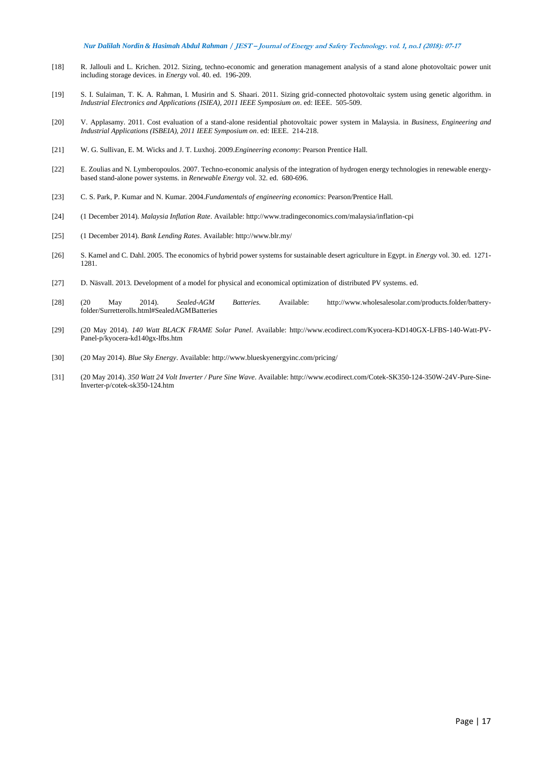[18] R. Jallouli and L. Krichen. 2012. Sizing, techno-economic and generation management analysis of a stand alone photovoltaic power unit including storage devices. in *Energy* vol. 40. ed. 196-209.

[19] S. I. Sulaiman, T. K. A. Rahman, I. Musirin and S. Shaari. 2011. Sizing grid-connected photovoltaic system using genetic algorithm. in *Industrial Electronics and Applications (ISIEA), 2011 IEEE Symposium on*. ed: IEEE. 505-509.

[20] V. Applasamy. 2011. Cost evaluation of a stand-alone residential photovoltaic power system in Malaysia. in *Business, Engineering and Industrial Applications (ISBEIA), 2011 IEEE Symposium on*. ed: IEEE. 214-218.

[21] W. G. Sullivan, E. M. Wicks and J. T. Luxhoj. 2009.*Engineering economy*: Pearson Prentice Hall.

[22] E. Zoulias and N. Lymberopoulos. 2007. Techno-economic analysis of the integration of hydrogen energy technologies in renewable energy-based stand-alone power systems. in *Renewable Energy* vol. 32. ed. 680-696.

[23] C. S. Park, P. Kumar and N. Kumar. 2004.*Fundamentals of engineering economics*: Pearson/Prentice Hall.

[24] (1 December 2014). *Malaysia Inflation Rate*. Available: http://www.tradingeconomics.com/malaysia/inflation-cpi

[25] (1 December 2014). *Bank Lending Rates*. Available: http://www.blr.my/

[26] S. Kamel and C. Dahl. 2005. The economics of hybrid power systems for sustainable desert agriculture in Egypt. in *Energy* vol. 30. ed. 1271-1281.

[27] D. Näsvall. 2013. Development of a model for physical and economical optimization of distributed PV systems. ed.

[28] (20 May 2014). *Sealed-AGM Batteries*. Available: http://www.wholesalesolar.com/products.folder/battery-folder/Surretterolls.html#SealedAGMBatteries

[29] (20 May 2014). *140 Watt BLACK FRAME Solar Panel*. Available: http://www.ecodirect.com/Kyocera-KD140GX-LFBS-140-Watt-PV-Panel-p/kyocera-kd140gx-lfbs.htm

[30] (20 May 2014). *Blue Sky Energy*. Available: http://www.blueskyenergyinc.com/pricing/

[31] (20 May 2014). *350 Watt 24 Volt Inverter / Pure Sine Wave*. Available: http://www.ecodirect.com/Cotek-SK350-124-350W-24V-Pure-Sine-Inverter-p/cotek-sk350-124.htm